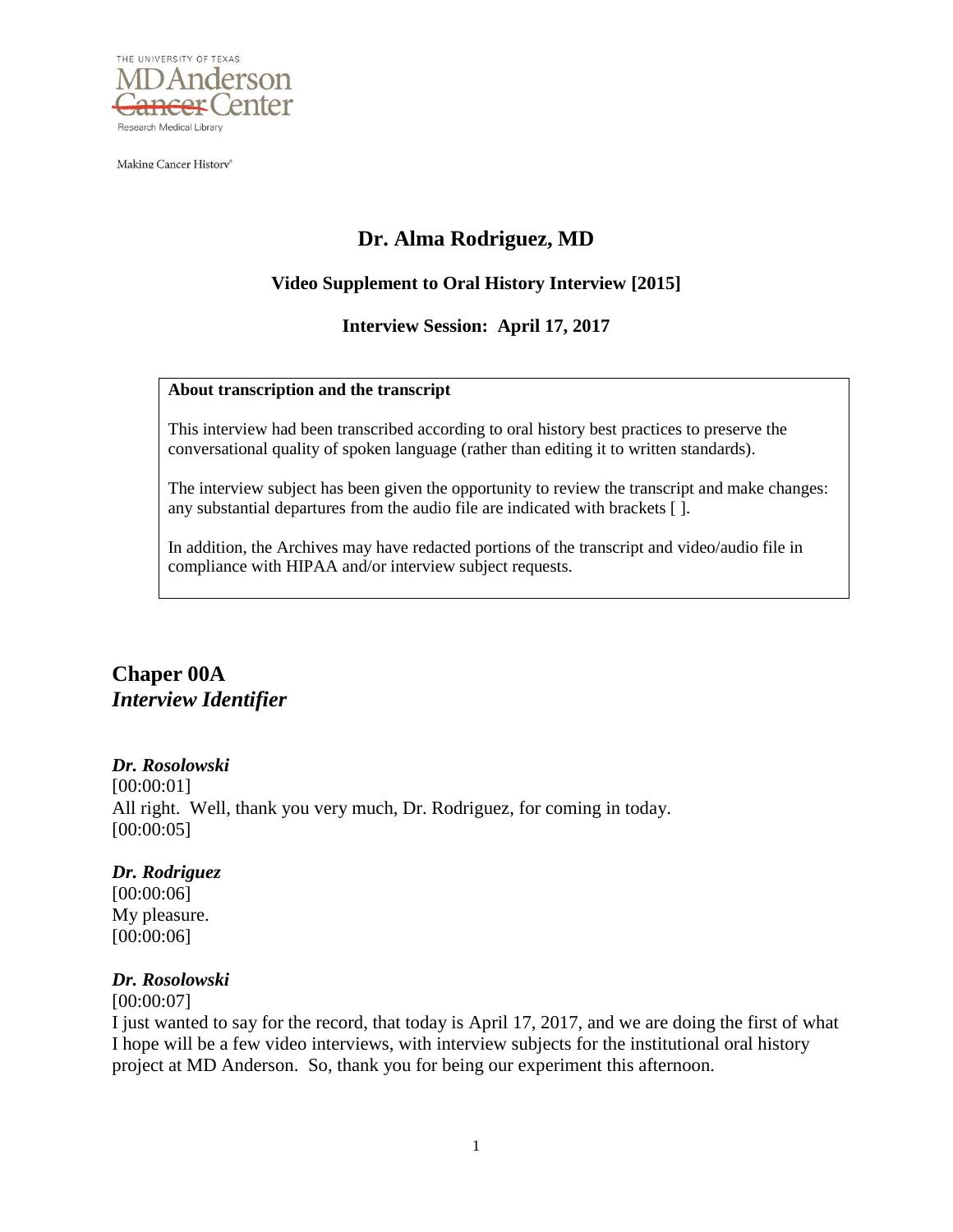THE UNIVERSITY OF TEXAS
MD Anderson Cancer Center
Research Medical Library

Making Cancer History®

# Dr. Alma Rodriguez, MD

### Video Supplement to Oral History Interview [2015]

### Interview Session: April 17, 2017

**About transcription and the transcript**

This interview had been transcribed according to oral history best practices to preserve the conversational quality of spoken language (rather than editing it to written standards).

The interview subject has been given the opportunity to review the transcript and make changes: any substantial departures from the audio file are indicated with brackets [ ].

In addition, the Archives may have redacted portions of the transcript and video/audio file in compliance with HIPAA and/or interview subject requests.

## Chaper 00A
## *Interview Identifier*

***Dr. Rosolowski***
[00:00:01]
All right. Well, thank you very much, Dr. Rodriguez, for coming in today.
[00:00:05]

***Dr. Rodriguez***
[00:00:06]
My pleasure.
[00:00:06]

***Dr. Rosolowski***
[00:00:07]
I just wanted to say for the record, that today is April 17, 2017, and we are doing the first of what I hope will be a few video interviews, with interview subjects for the institutional oral history project at MD Anderson. So, thank you for being our experiment this afternoon.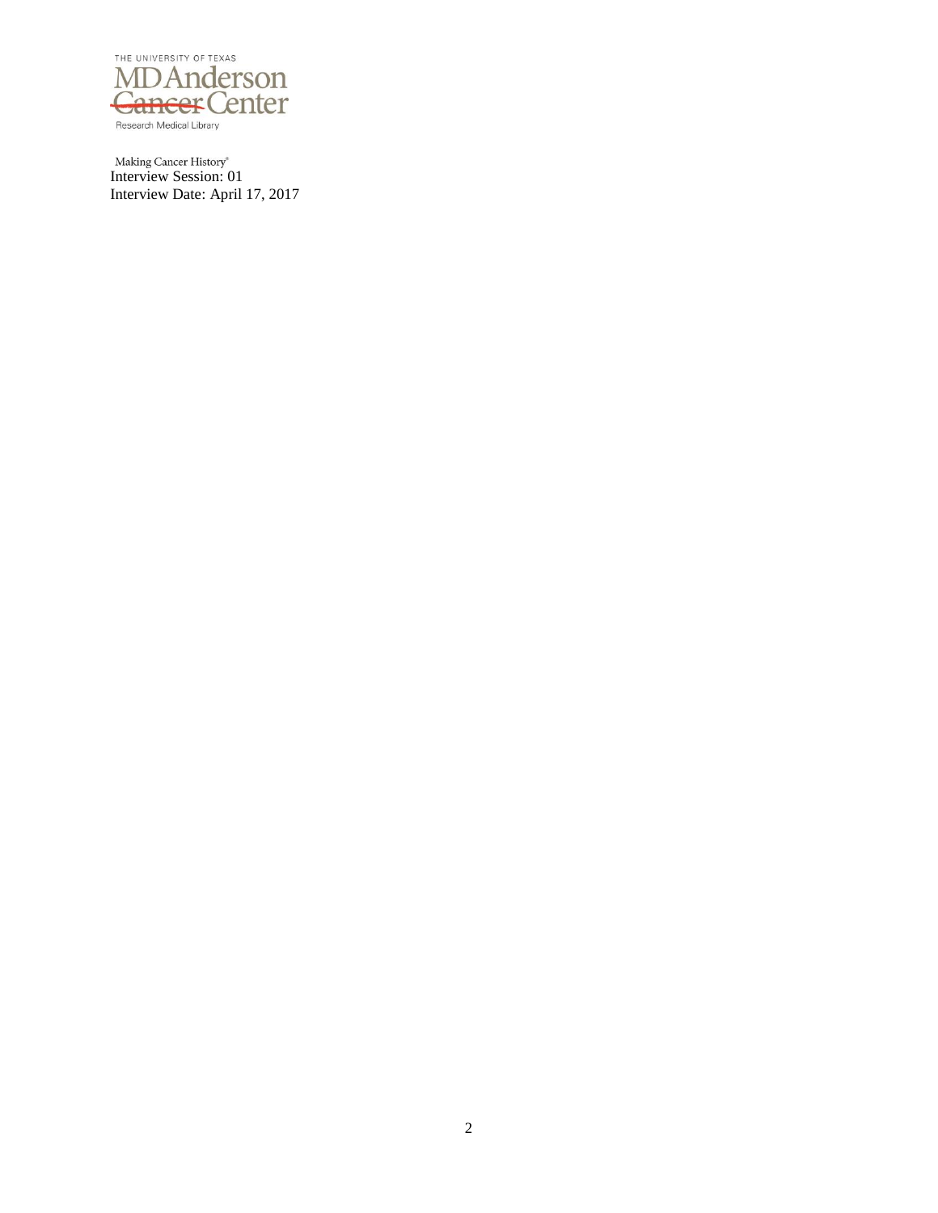THE UNIVERSITY OF TEXAS

MD Anderson Cancer Center

Research Medical Library

Making Cancer History®

Interview Session: 01

Interview Date: April 17, 2017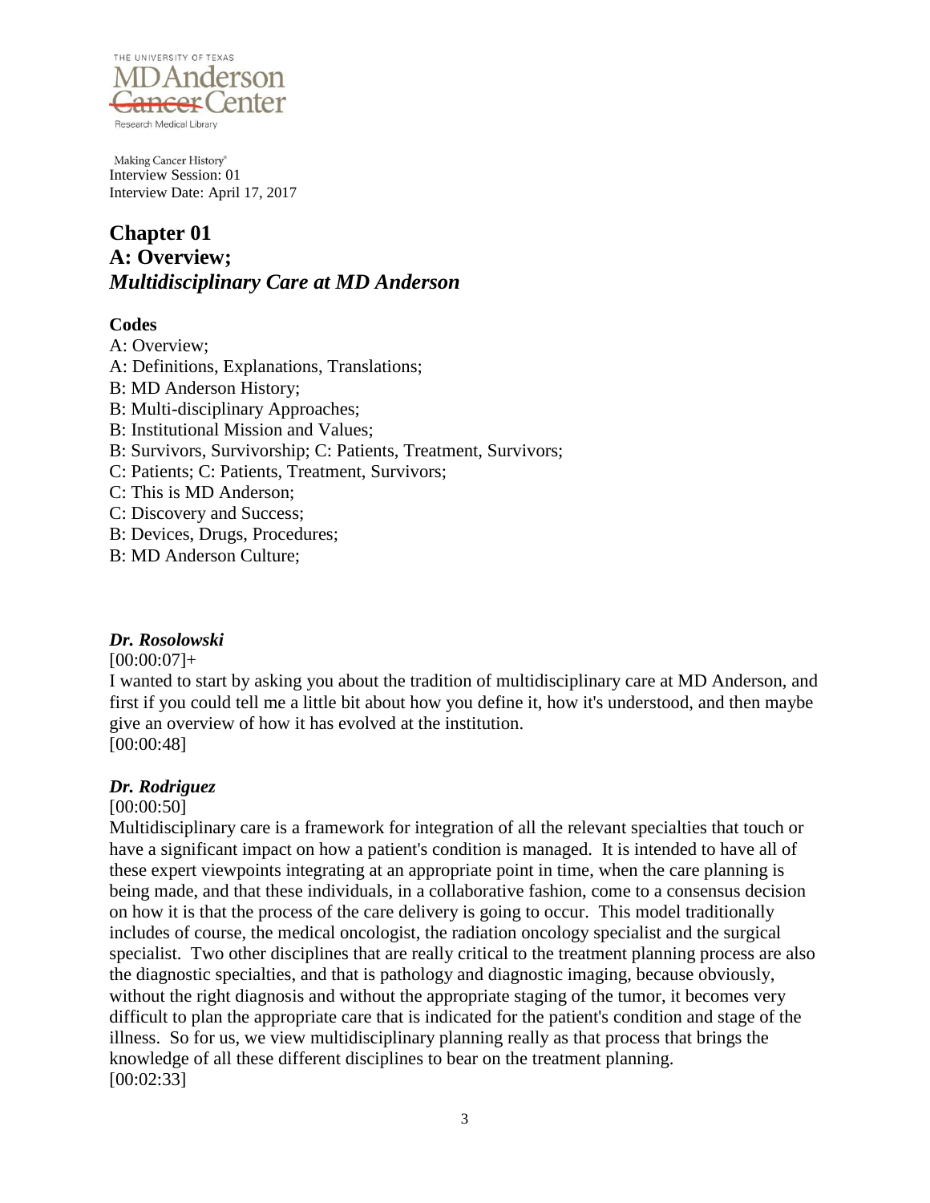Making Cancer History®
Interview Session: 01
Interview Date: April 17, 2017

# Chapter 01
# A: Overview;
# *Multidisciplinary Care at MD Anderson*

**Codes**

A: Overview;
A: Definitions, Explanations, Translations;
B: MD Anderson History;
B: Multi-disciplinary Approaches;
B: Institutional Mission and Values;
B: Survivors, Survivorship; C: Patients, Treatment, Survivors;
C: Patients; C: Patients, Treatment, Survivors;
C: This is MD Anderson;
C: Discovery and Success;
B: Devices, Drugs, Procedures;
B: MD Anderson Culture;

***Dr. Rosolowski***

[00:00:07]+

I wanted to start by asking you about the tradition of multidisciplinary care at MD Anderson, and first if you could tell me a little bit about how you define it, how it's understood, and then maybe give an overview of how it has evolved at the institution.

[00:00:48]

***Dr. Rodriguez***

[00:00:50]

Multidisciplinary care is a framework for integration of all the relevant specialties that touch or have a significant impact on how a patient's condition is managed. It is intended to have all of these expert viewpoints integrating at an appropriate point in time, when the care planning is being made, and that these individuals, in a collaborative fashion, come to a consensus decision on how it is that the process of the care delivery is going to occur. This model traditionally includes of course, the medical oncologist, the radiation oncology specialist and the surgical specialist. Two other disciplines that are really critical to the treatment planning process are also the diagnostic specialties, and that is pathology and diagnostic imaging, because obviously, without the right diagnosis and without the appropriate staging of the tumor, it becomes very difficult to plan the appropriate care that is indicated for the patient's condition and stage of the illness. So for us, we view multidisciplinary planning really as that process that brings the knowledge of all these different disciplines to bear on the treatment planning.

[00:02:33]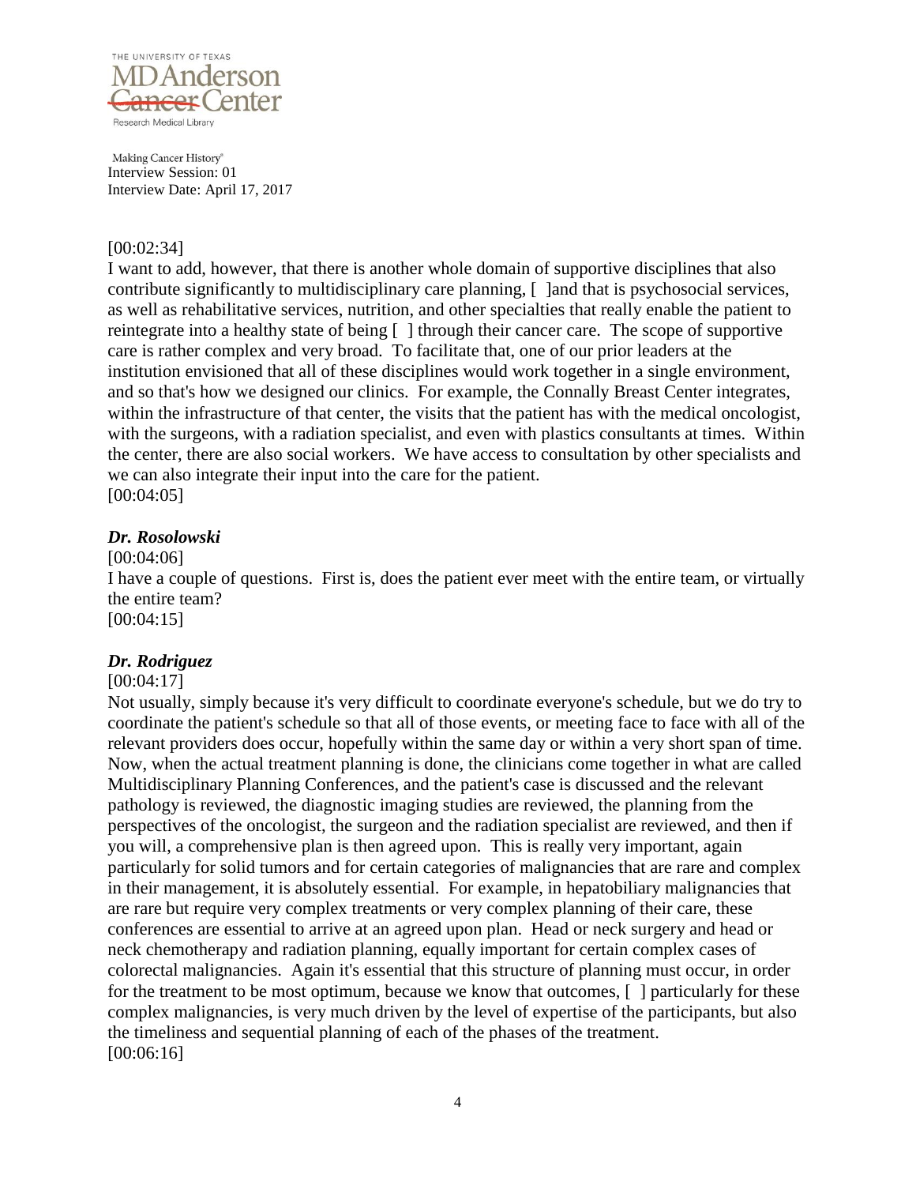[00:02:34]
I want to add, however, that there is another whole domain of supportive disciplines that also contribute significantly to multidisciplinary care planning, [ ]and that is psychosocial services, as well as rehabilitative services, nutrition, and other specialties that really enable the patient to reintegrate into a healthy state of being [ ] through their cancer care. The scope of supportive care is rather complex and very broad. To facilitate that, one of our prior leaders at the institution envisioned that all of these disciplines would work together in a single environment, and so that's how we designed our clinics. For example, the Connally Breast Center integrates, within the infrastructure of that center, the visits that the patient has with the medical oncologist, with the surgeons, with a radiation specialist, and even with plastics consultants at times. Within the center, there are also social workers. We have access to consultation by other specialists and we can also integrate their input into the care for the patient.
[00:04:05]

***Dr. Rosolowski***

[00:04:06]
I have a couple of questions. First is, does the patient ever meet with the entire team, or virtually the entire team?
[00:04:15]

***Dr. Rodriguez***

[00:04:17]
Not usually, simply because it's very difficult to coordinate everyone's schedule, but we do try to coordinate the patient's schedule so that all of those events, or meeting face to face with all of the relevant providers does occur, hopefully within the same day or within a very short span of time. Now, when the actual treatment planning is done, the clinicians come together in what are called Multidisciplinary Planning Conferences, and the patient's case is discussed and the relevant pathology is reviewed, the diagnostic imaging studies are reviewed, the planning from the perspectives of the oncologist, the surgeon and the radiation specialist are reviewed, and then if you will, a comprehensive plan is then agreed upon. This is really very important, again particularly for solid tumors and for certain categories of malignancies that are rare and complex in their management, it is absolutely essential. For example, in hepatobiliary malignancies that are rare but require very complex treatments or very complex planning of their care, these conferences are essential to arrive at an agreed upon plan. Head or neck surgery and head or neck chemotherapy and radiation planning, equally important for certain complex cases of colorectal malignancies. Again it's essential that this structure of planning must occur, in order for the treatment to be most optimum, because we know that outcomes, [ ] particularly for these complex malignancies, is very much driven by the level of expertise of the participants, but also the timeliness and sequential planning of each of the phases of the treatment.
[00:06:16]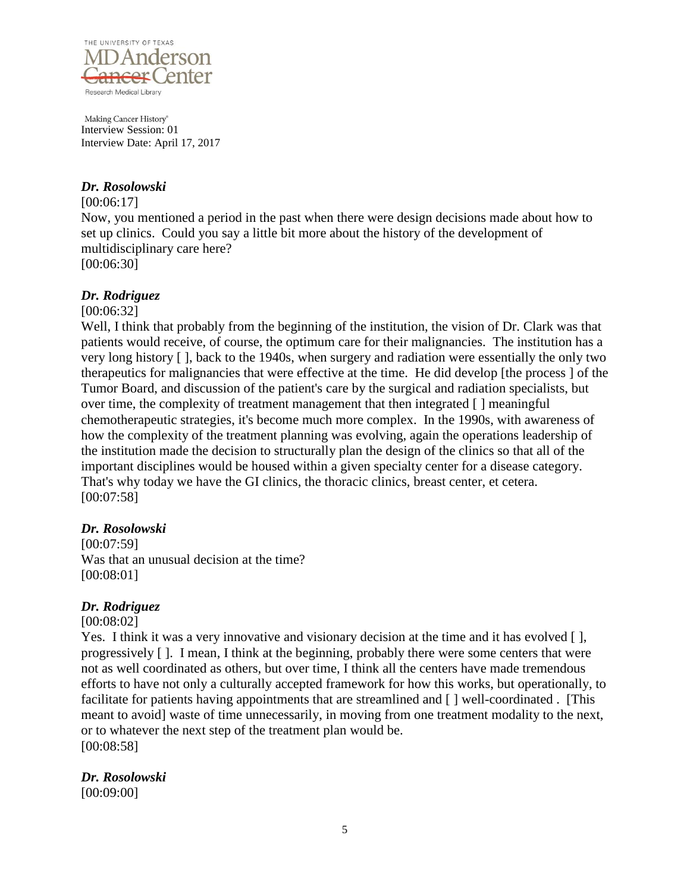*Dr. Rosolowski*

[00:06:17]

Now, you mentioned a period in the past when there were design decisions made about how to set up clinics. Could you say a little bit more about the history of the development of multidisciplinary care here?

[00:06:30]

*Dr. Rodriguez*

[00:06:32]

Well, I think that probably from the beginning of the institution, the vision of Dr. Clark was that patients would receive, of course, the optimum care for their malignancies. The institution has a very long history [ ], back to the 1940s, when surgery and radiation were essentially the only two therapeutics for malignancies that were effective at the time. He did develop [the process ] of the Tumor Board, and discussion of the patient's care by the surgical and radiation specialists, but over time, the complexity of treatment management that then integrated [ ] meaningful chemotherapeutic strategies, it's become much more complex. In the 1990s, with awareness of how the complexity of the treatment planning was evolving, again the operations leadership of the institution made the decision to structurally plan the design of the clinics so that all of the important disciplines would be housed within a given specialty center for a disease category. That's why today we have the GI clinics, the thoracic clinics, breast center, et cetera.

[00:07:58]

*Dr. Rosolowski*

[00:07:59]

Was that an unusual decision at the time?

[00:08:01]

*Dr. Rodriguez*

[00:08:02]

Yes. I think it was a very innovative and visionary decision at the time and it has evolved [ ], progressively [ ]. I mean, I think at the beginning, probably there were some centers that were not as well coordinated as others, but over time, I think all the centers have made tremendous efforts to have not only a culturally accepted framework for how this works, but operationally, to facilitate for patients having appointments that are streamlined and [ ] well-coordinated . [This meant to avoid] waste of time unnecessarily, in moving from one treatment modality to the next, or to whatever the next step of the treatment plan would be.

[00:08:58]

*Dr. Rosolowski*

[00:09:00]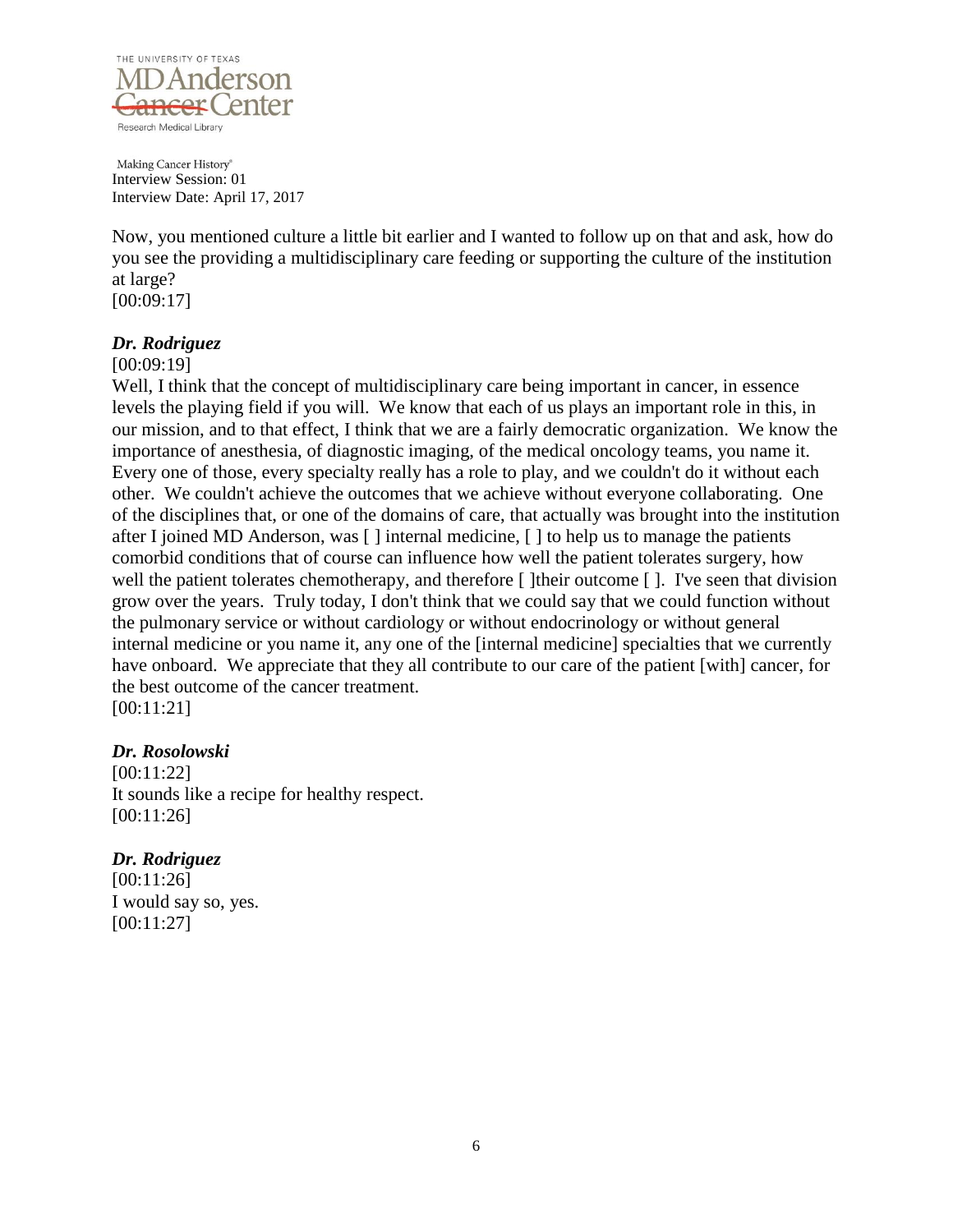Now, you mentioned culture a little bit earlier and I wanted to follow up on that and ask, how do you see the providing a multidisciplinary care feeding or supporting the culture of the institution at large?

[00:09:17]

***Dr. Rodriguez***

[00:09:19]

Well, I think that the concept of multidisciplinary care being important in cancer, in essence levels the playing field if you will. We know that each of us plays an important role in this, in our mission, and to that effect, I think that we are a fairly democratic organization. We know the importance of anesthesia, of diagnostic imaging, of the medical oncology teams, you name it. Every one of those, every specialty really has a role to play, and we couldn't do it without each other. We couldn't achieve the outcomes that we achieve without everyone collaborating. One of the disciplines that, or one of the domains of care, that actually was brought into the institution after I joined MD Anderson, was [ ] internal medicine, [ ] to help us to manage the patients comorbid conditions that of course can influence how well the patient tolerates surgery, how well the patient tolerates chemotherapy, and therefore [ ]their outcome [ ]. I've seen that division grow over the years. Truly today, I don't think that we could say that we could function without the pulmonary service or without cardiology or without endocrinology or without general internal medicine or you name it, any one of the [internal medicine] specialties that we currently have onboard. We appreciate that they all contribute to our care of the patient [with] cancer, for the best outcome of the cancer treatment.

[00:11:21]

***Dr. Rosolowski***

[00:11:22]

It sounds like a recipe for healthy respect.

[00:11:26]

***Dr. Rodriguez***

[00:11:26]

I would say so, yes.

[00:11:27]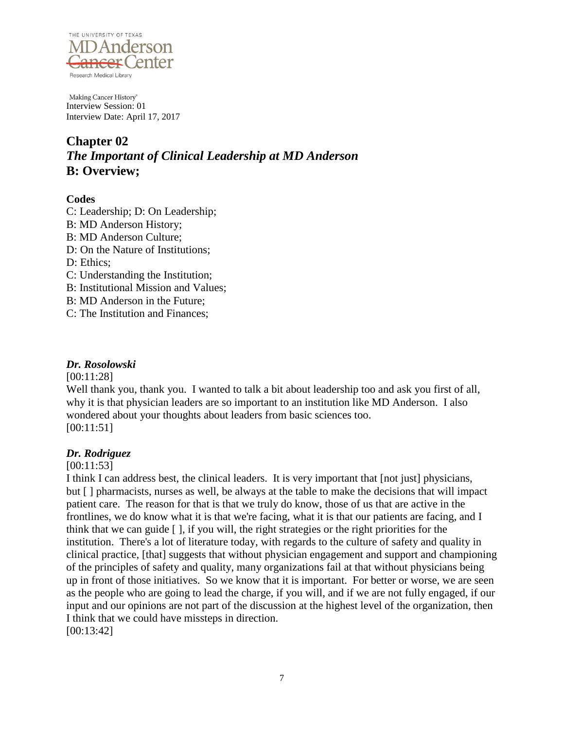Making Cancer History®
Interview Session: 01
Interview Date: April 17, 2017

## Chapter 02

## *The Important of Clinical Leadership at MD Anderson*

## B: Overview;

**Codes**

C: Leadership; D: On Leadership;
B: MD Anderson History;
B: MD Anderson Culture;
D: On the Nature of Institutions;
D: Ethics;
C: Understanding the Institution;
B: Institutional Mission and Values;
B: MD Anderson in the Future;
C: The Institution and Finances;

***Dr. Rosolowski***

[00:11:28]
Well thank you, thank you. I wanted to talk a bit about leadership too and ask you first of all, why it is that physician leaders are so important to an institution like MD Anderson. I also wondered about your thoughts about leaders from basic sciences too.
[00:11:51]

***Dr. Rodriguez***

[00:11:53]
I think I can address best, the clinical leaders. It is very important that [not just] physicians, but [ ] pharmacists, nurses as well, be always at the table to make the decisions that will impact patient care. The reason for that is that we truly do know, those of us that are active in the frontlines, we do know what it is that we're facing, what it is that our patients are facing, and I think that we can guide [ ], if you will, the right strategies or the right priorities for the institution. There's a lot of literature today, with regards to the culture of safety and quality in clinical practice, [that] suggests that without physician engagement and support and championing of the principles of safety and quality, many organizations fail at that without physicians being up in front of those initiatives. So we know that it is important. For better or worse, we are seen as the people who are going to lead the charge, if you will, and if we are not fully engaged, if our input and our opinions are not part of the discussion at the highest level of the organization, then I think that we could have missteps in direction.
[00:13:42]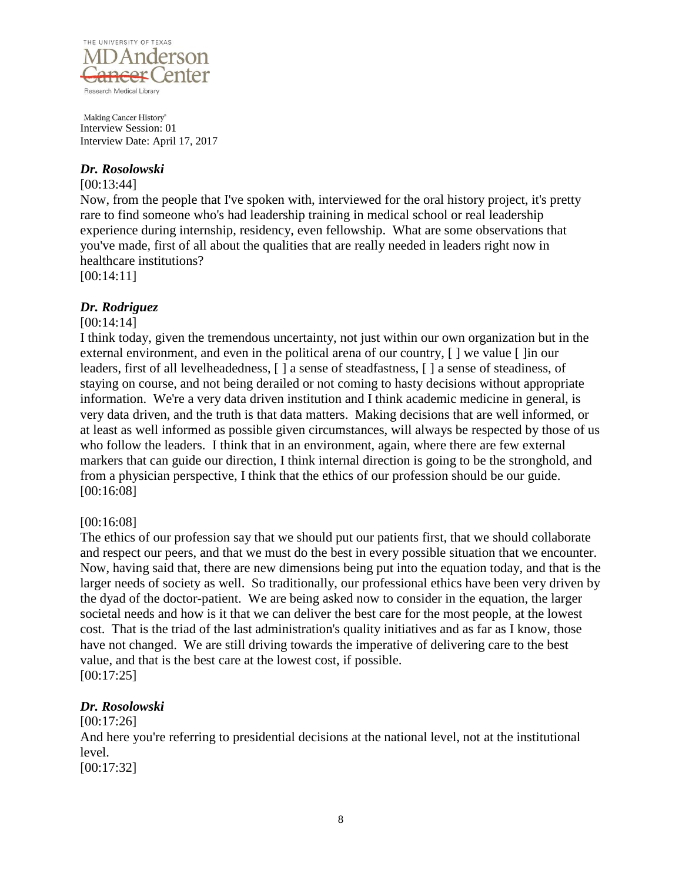*Dr. Rosolowski*

[00:13:44]

Now, from the people that I've spoken with, interviewed for the oral history project, it's pretty rare to find someone who's had leadership training in medical school or real leadership experience during internship, residency, even fellowship. What are some observations that you've made, first of all about the qualities that are really needed in leaders right now in healthcare institutions?

[00:14:11]

*Dr. Rodriguez*

[00:14:14]

I think today, given the tremendous uncertainty, not just within our own organization but in the external environment, and even in the political arena of our country, [ ] we value [ ]in our leaders, first of all levelheadedness, [ ] a sense of steadfastness, [ ] a sense of steadiness, of staying on course, and not being derailed or not coming to hasty decisions without appropriate information. We're a very data driven institution and I think academic medicine in general, is very data driven, and the truth is that data matters. Making decisions that are well informed, or at least as well informed as possible given circumstances, will always be respected by those of us who follow the leaders. I think that in an environment, again, where there are few external markers that can guide our direction, I think internal direction is going to be the stronghold, and from a physician perspective, I think that the ethics of our profession should be our guide.

[00:16:08]

[00:16:08]

The ethics of our profession say that we should put our patients first, that we should collaborate and respect our peers, and that we must do the best in every possible situation that we encounter. Now, having said that, there are new dimensions being put into the equation today, and that is the larger needs of society as well. So traditionally, our professional ethics have been very driven by the dyad of the doctor-patient. We are being asked now to consider in the equation, the larger societal needs and how is it that we can deliver the best care for the most people, at the lowest cost. That is the triad of the last administration's quality initiatives and as far as I know, those have not changed. We are still driving towards the imperative of delivering care to the best value, and that is the best care at the lowest cost, if possible.

[00:17:25]

*Dr. Rosolowski*

[00:17:26]

And here you're referring to presidential decisions at the national level, not at the institutional level.

[00:17:32]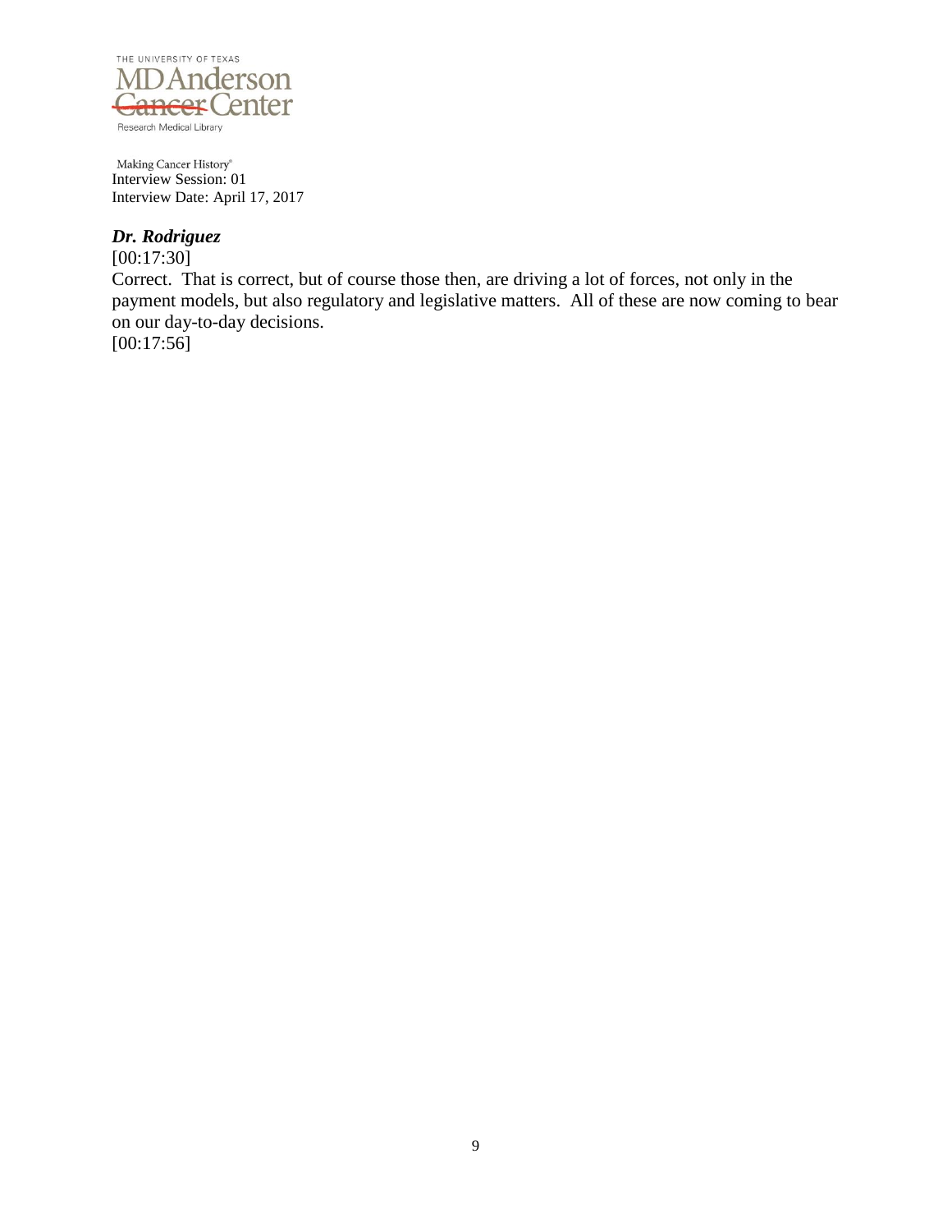Making Cancer History®
Interview Session: 01
Interview Date: April 17, 2017

***Dr. Rodriguez***

[00:17:30]

Correct. That is correct, but of course those then, are driving a lot of forces, not only in the payment models, but also regulatory and legislative matters. All of these are now coming to bear on our day-to-day decisions.

[00:17:56]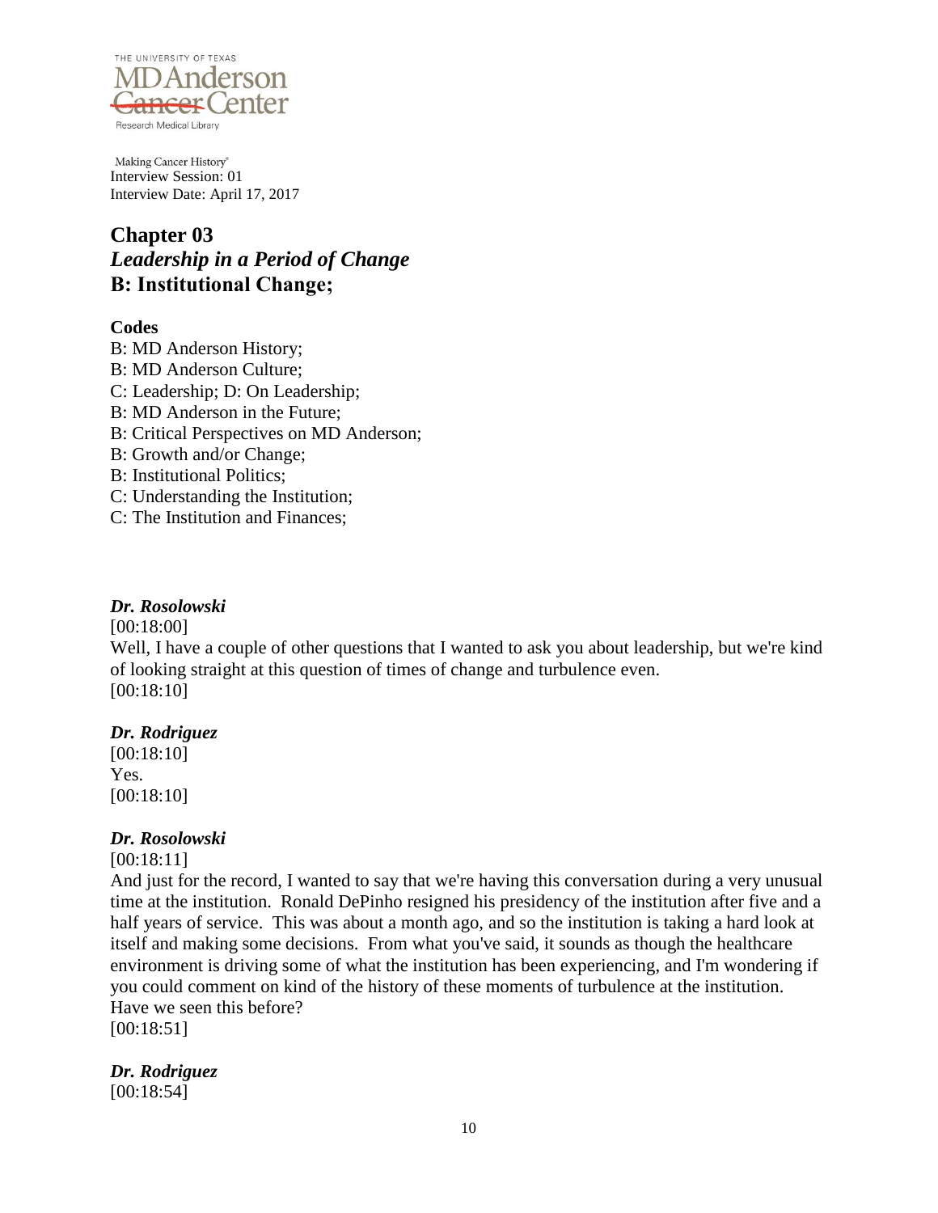Making Cancer History®
Interview Session: 01
Interview Date: April 17, 2017

## Chapter 03
### *Leadership in a Period of Change*
### B: Institutional Change;

**Codes**

B: MD Anderson History;
B: MD Anderson Culture;
C: Leadership; D: On Leadership;
B: MD Anderson in the Future;
B: Critical Perspectives on MD Anderson;
B: Growth and/or Change;
B: Institutional Politics;
C: Understanding the Institution;
C: The Institution and Finances;

***Dr. Rosolowski***

[00:18:00]
Well, I have a couple of other questions that I wanted to ask you about leadership, but we're kind of looking straight at this question of times of change and turbulence even.
[00:18:10]

***Dr. Rodriguez***

[00:18:10]
Yes.
[00:18:10]

***Dr. Rosolowski***

[00:18:11]
And just for the record, I wanted to say that we're having this conversation during a very unusual time at the institution. Ronald DePinho resigned his presidency of the institution after five and a half years of service. This was about a month ago, and so the institution is taking a hard look at itself and making some decisions. From what you've said, it sounds as though the healthcare environment is driving some of what the institution has been experiencing, and I'm wondering if you could comment on kind of the history of these moments of turbulence at the institution. Have we seen this before?
[00:18:51]

***Dr. Rodriguez***

[00:18:54]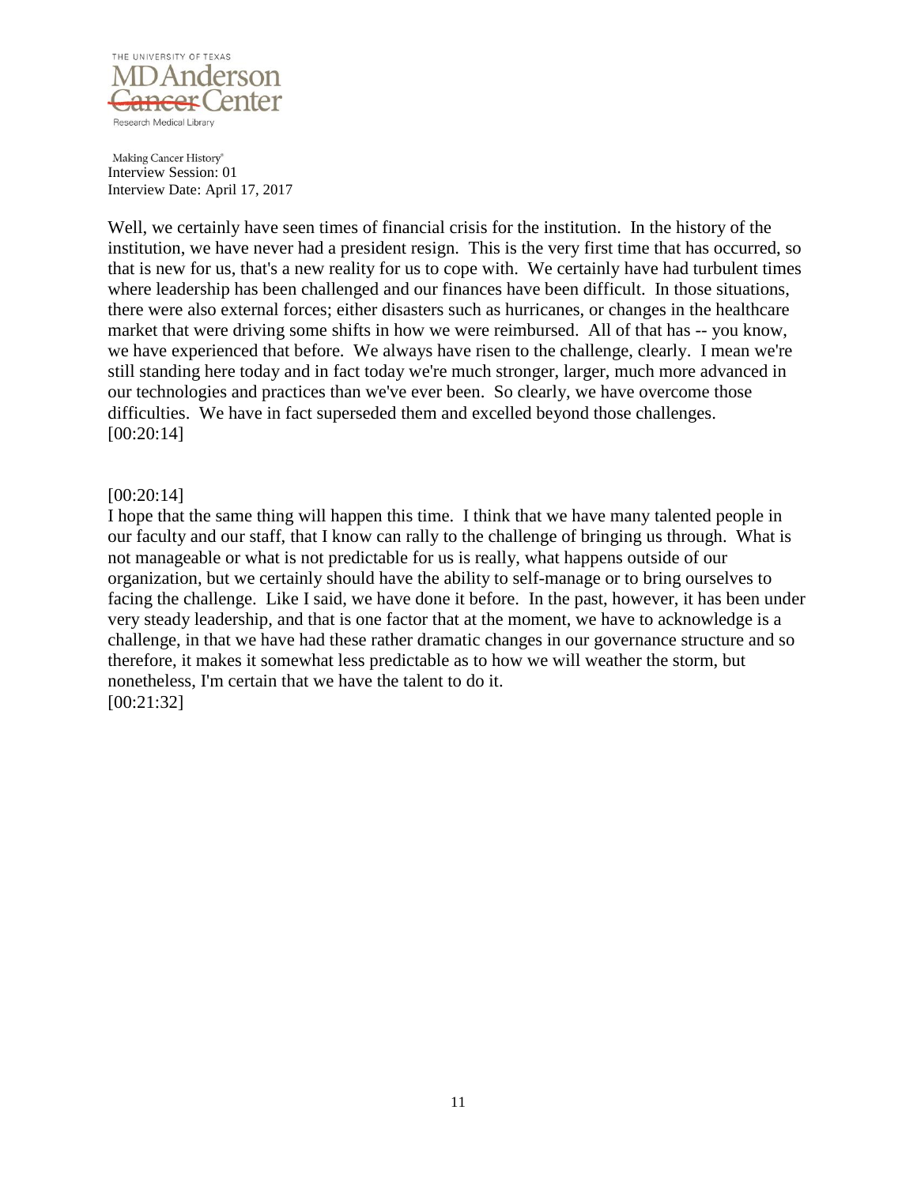Well, we certainly have seen times of financial crisis for the institution. In the history of the institution, we have never had a president resign. This is the very first time that has occurred, so that is new for us, that's a new reality for us to cope with. We certainly have had turbulent times where leadership has been challenged and our finances have been difficult. In those situations, there were also external forces; either disasters such as hurricanes, or changes in the healthcare market that were driving some shifts in how we were reimbursed. All of that has -- you know, we have experienced that before. We always have risen to the challenge, clearly. I mean we're still standing here today and in fact today we're much stronger, larger, much more advanced in our technologies and practices than we've ever been. So clearly, we have overcome those difficulties. We have in fact superseded them and excelled beyond those challenges.
[00:20:14]

[00:20:14]
I hope that the same thing will happen this time. I think that we have many talented people in our faculty and our staff, that I know can rally to the challenge of bringing us through. What is not manageable or what is not predictable for us is really, what happens outside of our organization, but we certainly should have the ability to self-manage or to bring ourselves to facing the challenge. Like I said, we have done it before. In the past, however, it has been under very steady leadership, and that is one factor that at the moment, we have to acknowledge is a challenge, in that we have had these rather dramatic changes in our governance structure and so therefore, it makes it somewhat less predictable as to how we will weather the storm, but nonetheless, I'm certain that we have the talent to do it.
[00:21:32]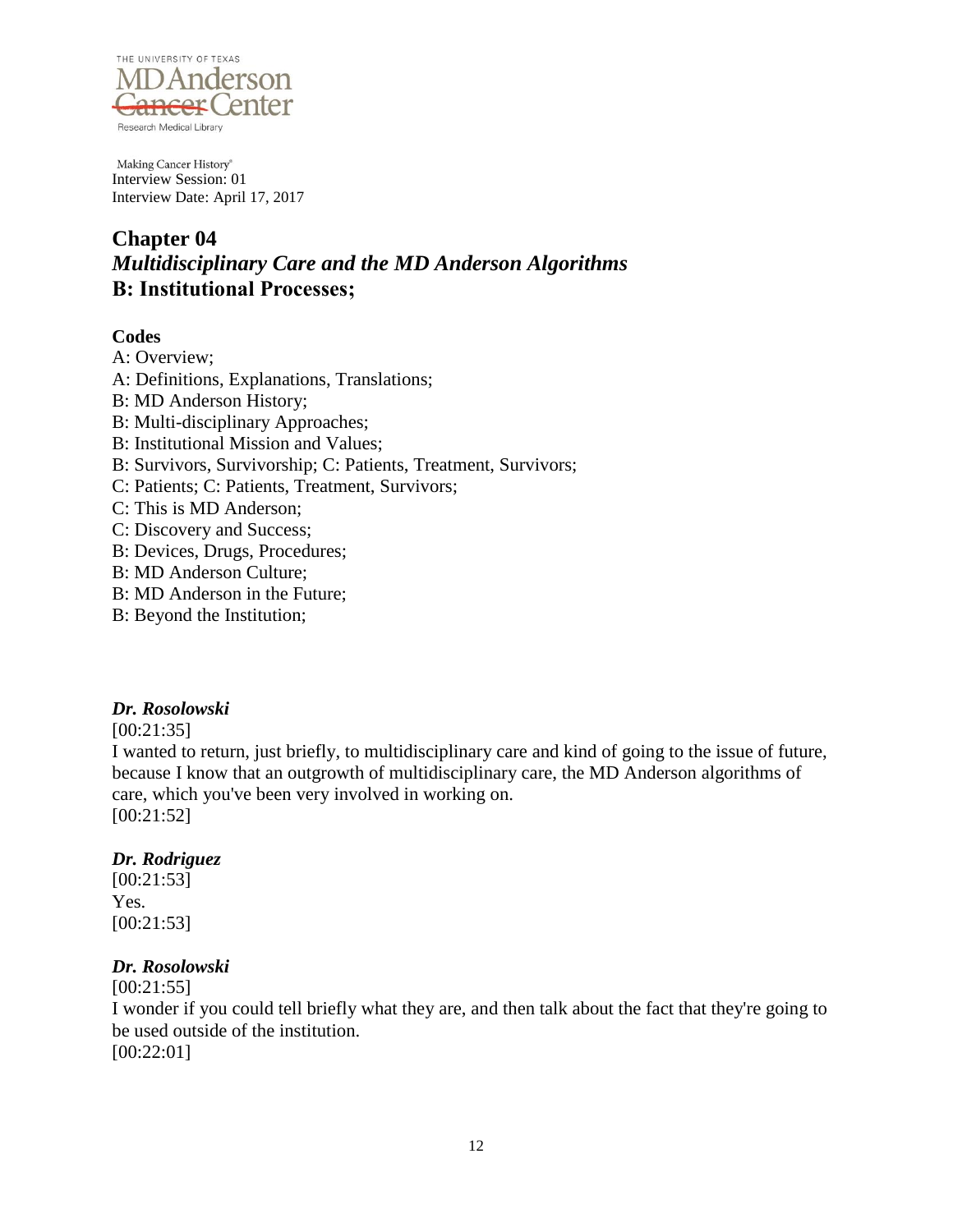Making Cancer History®
Interview Session: 01
Interview Date: April 17, 2017

## Chapter 04
### *Multidisciplinary Care and the MD Anderson Algorithms*
### B: Institutional Processes;

**Codes**

A: Overview;
A: Definitions, Explanations, Translations;
B: MD Anderson History;
B: Multi-disciplinary Approaches;
B: Institutional Mission and Values;
B: Survivors, Survivorship; C: Patients, Treatment, Survivors;
C: Patients; C: Patients, Treatment, Survivors;
C: This is MD Anderson;
C: Discovery and Success;
B: Devices, Drugs, Procedures;
B: MD Anderson Culture;
B: MD Anderson in the Future;
B: Beyond the Institution;

***Dr. Rosolowski***

[00:21:35]
I wanted to return, just briefly, to multidisciplinary care and kind of going to the issue of future, because I know that an outgrowth of multidisciplinary care, the MD Anderson algorithms of care, which you've been very involved in working on.
[00:21:52]

***Dr. Rodriguez***

[00:21:53]
Yes.
[00:21:53]

***Dr. Rosolowski***

[00:21:55]
I wonder if you could tell briefly what they are, and then talk about the fact that they're going to be used outside of the institution.
[00:22:01]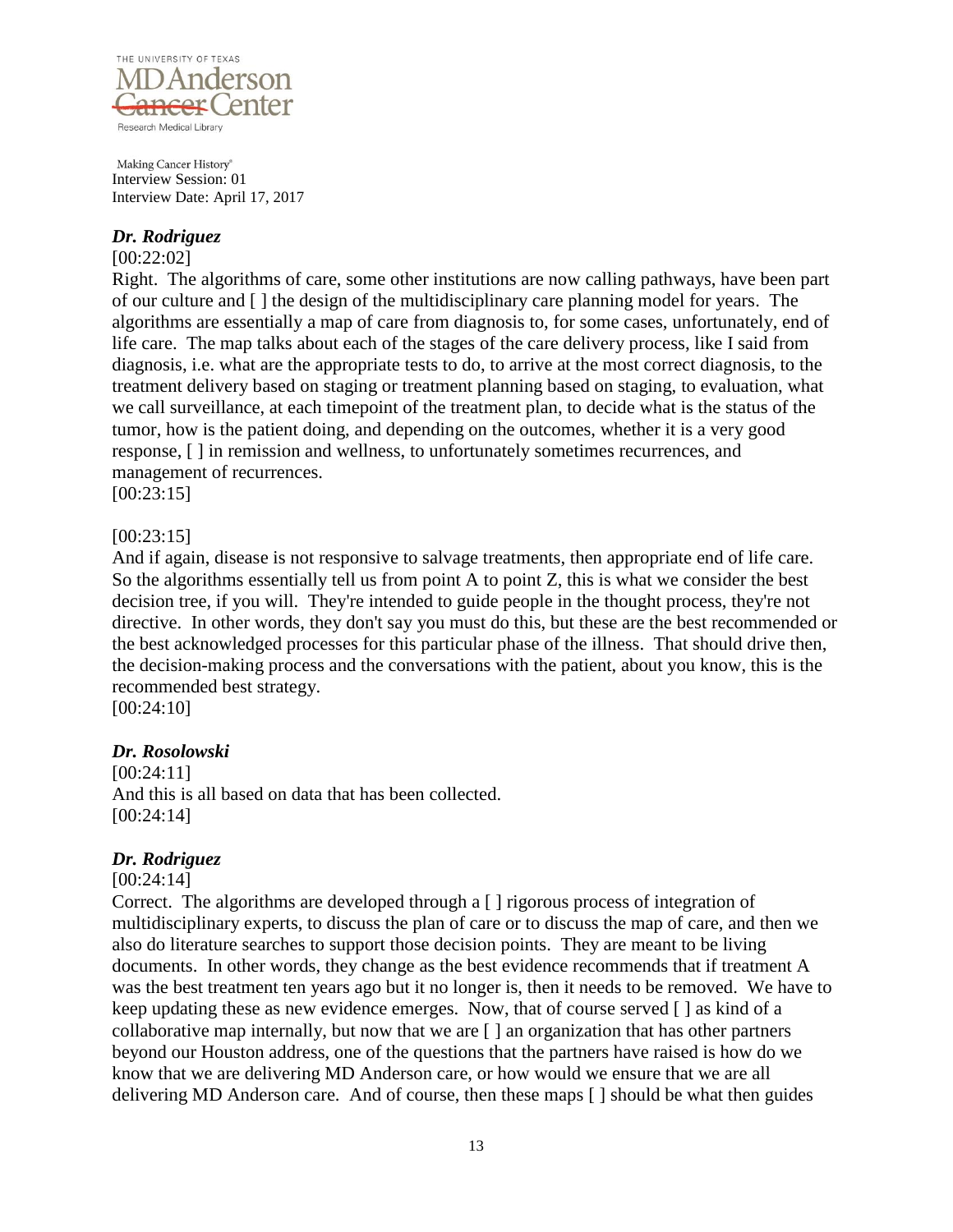### *Dr. Rodriguez*

[00:22:02]

Right. The algorithms of care, some other institutions are now calling pathways, have been part of our culture and [ ] the design of the multidisciplinary care planning model for years. The algorithms are essentially a map of care from diagnosis to, for some cases, unfortunately, end of life care. The map talks about each of the stages of the care delivery process, like I said from diagnosis, i.e. what are the appropriate tests to do, to arrive at the most correct diagnosis, to the treatment delivery based on staging or treatment planning based on staging, to evaluation, what we call surveillance, at each timepoint of the treatment plan, to decide what is the status of the tumor, how is the patient doing, and depending on the outcomes, whether it is a very good response, [ ] in remission and wellness, to unfortunately sometimes recurrences, and management of recurrences.

[00:23:15]

[00:23:15]

And if again, disease is not responsive to salvage treatments, then appropriate end of life care. So the algorithms essentially tell us from point A to point Z, this is what we consider the best decision tree, if you will. They're intended to guide people in the thought process, they're not directive. In other words, they don't say you must do this, but these are the best recommended or the best acknowledged processes for this particular phase of the illness. That should drive then, the decision-making process and the conversations with the patient, about you know, this is the recommended best strategy.

[00:24:10]

### *Dr. Rosolowski*

[00:24:11]

And this is all based on data that has been collected.

[00:24:14]

### *Dr. Rodriguez*

[00:24:14]

Correct. The algorithms are developed through a [ ] rigorous process of integration of multidisciplinary experts, to discuss the plan of care or to discuss the map of care, and then we also do literature searches to support those decision points. They are meant to be living documents. In other words, they change as the best evidence recommends that if treatment A was the best treatment ten years ago but it no longer is, then it needs to be removed. We have to keep updating these as new evidence emerges. Now, that of course served [ ] as kind of a collaborative map internally, but now that we are [ ] an organization that has other partners beyond our Houston address, one of the questions that the partners have raised is how do we know that we are delivering MD Anderson care, or how would we ensure that we are all delivering MD Anderson care. And of course, then these maps [ ] should be what then guides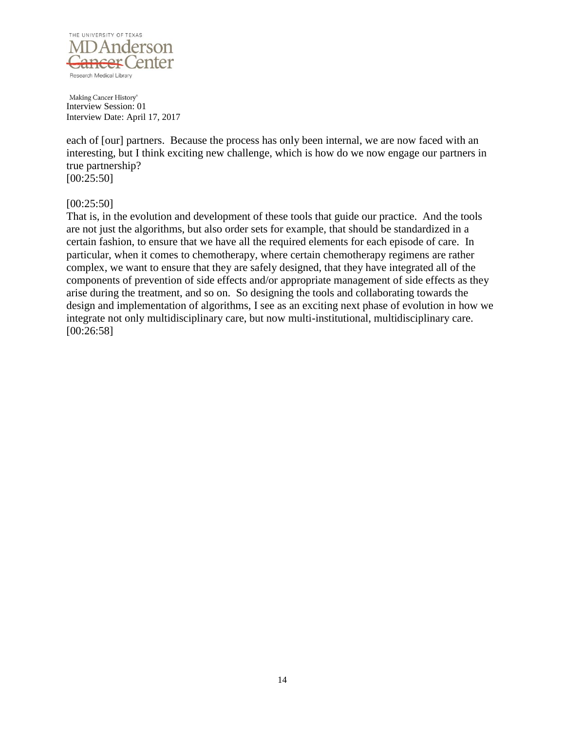each of [our] partners. Because the process has only been internal, we are now faced with an interesting, but I think exciting new challenge, which is how do we now engage our partners in true partnership?
[00:25:50]

[00:25:50]
That is, in the evolution and development of these tools that guide our practice. And the tools are not just the algorithms, but also order sets for example, that should be standardized in a certain fashion, to ensure that we have all the required elements for each episode of care. In particular, when it comes to chemotherapy, where certain chemotherapy regimens are rather complex, we want to ensure that they are safely designed, that they have integrated all of the components of prevention of side effects and/or appropriate management of side effects as they arise during the treatment, and so on. So designing the tools and collaborating towards the design and implementation of algorithms, I see as an exciting next phase of evolution in how we integrate not only multidisciplinary care, but now multi-institutional, multidisciplinary care.
[00:26:58]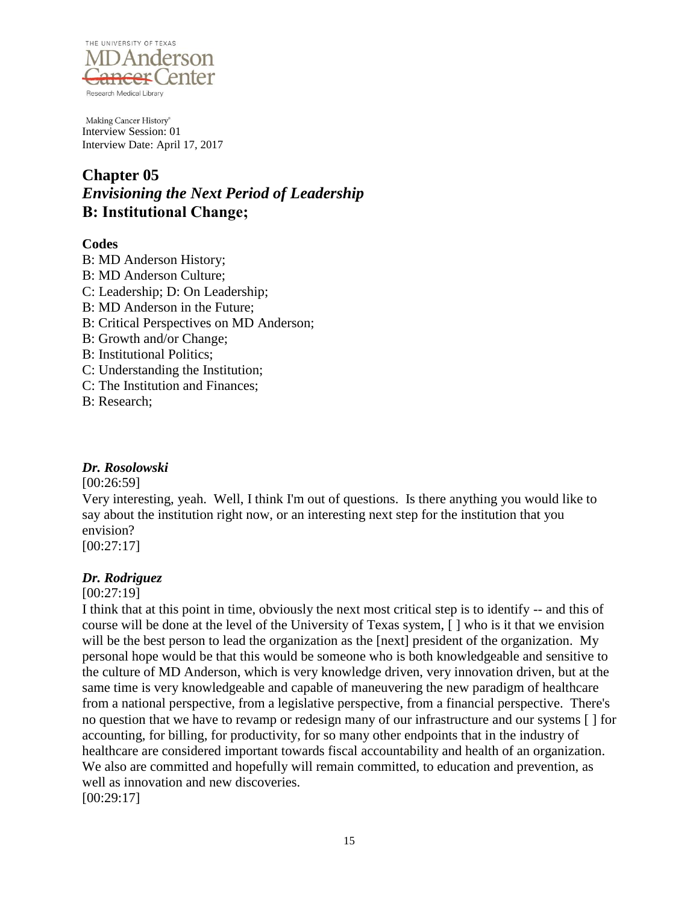Making Cancer History®
Interview Session: 01
Interview Date: April 17, 2017

## Chapter 05
## *Envisioning the Next Period of Leadership*
## B: Institutional Change;

**Codes**

B: MD Anderson History;
B: MD Anderson Culture;
C: Leadership; D: On Leadership;
B: MD Anderson in the Future;
B: Critical Perspectives on MD Anderson;
B: Growth and/or Change;
B: Institutional Politics;
C: Understanding the Institution;
C: The Institution and Finances;
B: Research;

***Dr. Rosolowski***

[00:26:59]
Very interesting, yeah. Well, I think I'm out of questions. Is there anything you would like to say about the institution right now, or an interesting next step for the institution that you envision?
[00:27:17]

***Dr. Rodriguez***

[00:27:19]
I think that at this point in time, obviously the next most critical step is to identify -- and this of course will be done at the level of the University of Texas system, [ ] who is it that we envision will be the best person to lead the organization as the [next] president of the organization. My personal hope would be that this would be someone who is both knowledgeable and sensitive to the culture of MD Anderson, which is very knowledge driven, very innovation driven, but at the same time is very knowledgeable and capable of maneuvering the new paradigm of healthcare from a national perspective, from a legislative perspective, from a financial perspective. There's no question that we have to revamp or redesign many of our infrastructure and our systems [ ] for accounting, for billing, for productivity, for so many other endpoints that in the industry of healthcare are considered important towards fiscal accountability and health of an organization. We also are committed and hopefully will remain committed, to education and prevention, as well as innovation and new discoveries.
[00:29:17]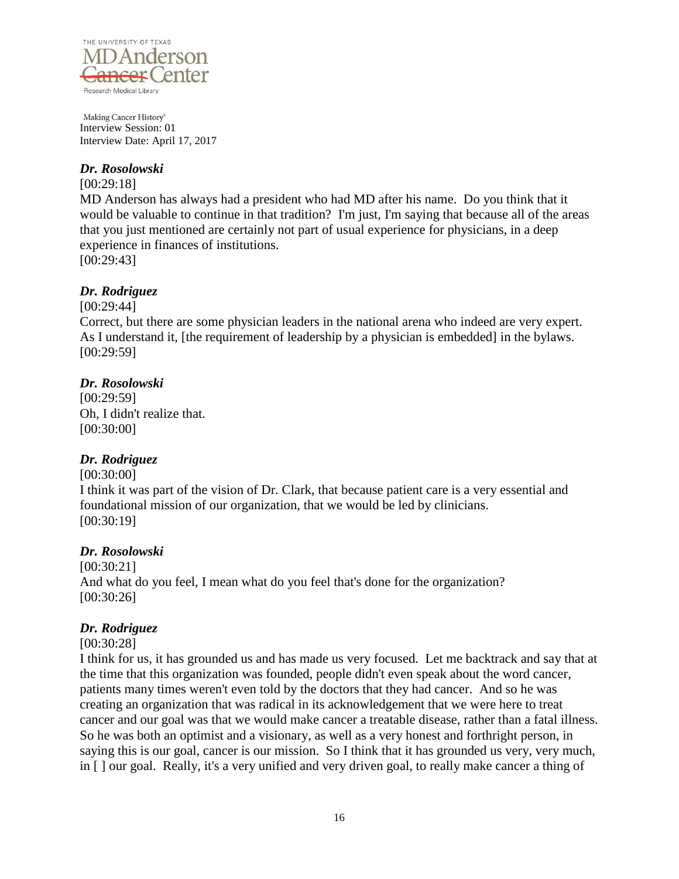*Dr. Rosolowski*

[00:29:18]

MD Anderson has always had a president who had MD after his name. Do you think that it would be valuable to continue in that tradition? I'm just, I'm saying that because all of the areas that you just mentioned are certainly not part of usual experience for physicians, in a deep experience in finances of institutions.

[00:29:43]

*Dr. Rodriguez*

[00:29:44]

Correct, but there are some physician leaders in the national arena who indeed are very expert. As I understand it, [the requirement of leadership by a physician is embedded] in the bylaws.

[00:29:59]

*Dr. Rosolowski*

[00:29:59]

Oh, I didn't realize that.

[00:30:00]

*Dr. Rodriguez*

[00:30:00]

I think it was part of the vision of Dr. Clark, that because patient care is a very essential and foundational mission of our organization, that we would be led by clinicians.

[00:30:19]

*Dr. Rosolowski*

[00:30:21]

And what do you feel, I mean what do you feel that's done for the organization?

[00:30:26]

*Dr. Rodriguez*

[00:30:28]

I think for us, it has grounded us and has made us very focused. Let me backtrack and say that at the time that this organization was founded, people didn't even speak about the word cancer, patients many times weren't even told by the doctors that they had cancer. And so he was creating an organization that was radical in its acknowledgement that we were here to treat cancer and our goal was that we would make cancer a treatable disease, rather than a fatal illness. So he was both an optimist and a visionary, as well as a very honest and forthright person, in saying this is our goal, cancer is our mission. So I think that it has grounded us very, very much, in [ ] our goal. Really, it's a very unified and very driven goal, to really make cancer a thing of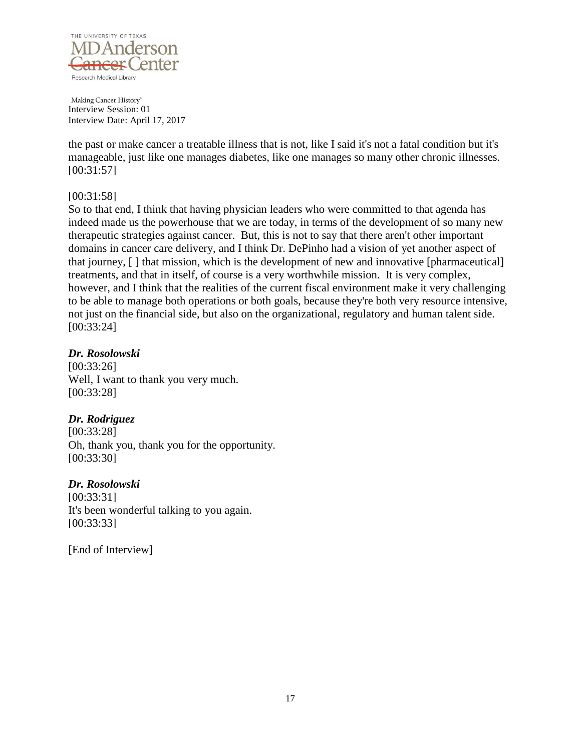the past or make cancer a treatable illness that is not, like I said it's not a fatal condition but it's manageable, just like one manages diabetes, like one manages so many other chronic illnesses. [00:31:57]

[00:31:58]
So to that end, I think that having physician leaders who were committed to that agenda has indeed made us the powerhouse that we are today, in terms of the development of so many new therapeutic strategies against cancer. But, this is not to say that there aren't other important domains in cancer care delivery, and I think Dr. DePinho had a vision of yet another aspect of that journey, [ ] that mission, which is the development of new and innovative [pharmaceutical] treatments, and that in itself, of course is a very worthwhile mission. It is very complex, however, and I think that the realities of the current fiscal environment make it very challenging to be able to manage both operations or both goals, because they're both very resource intensive, not just on the financial side, but also on the organizational, regulatory and human talent side. [00:33:24]

***Dr. Rosolowski***
[00:33:26]
Well, I want to thank you very much.
[00:33:28]

***Dr. Rodriguez***
[00:33:28]
Oh, thank you, thank you for the opportunity.
[00:33:30]

***Dr. Rosolowski***
[00:33:31]
It's been wonderful talking to you again.
[00:33:33]

[End of Interview]